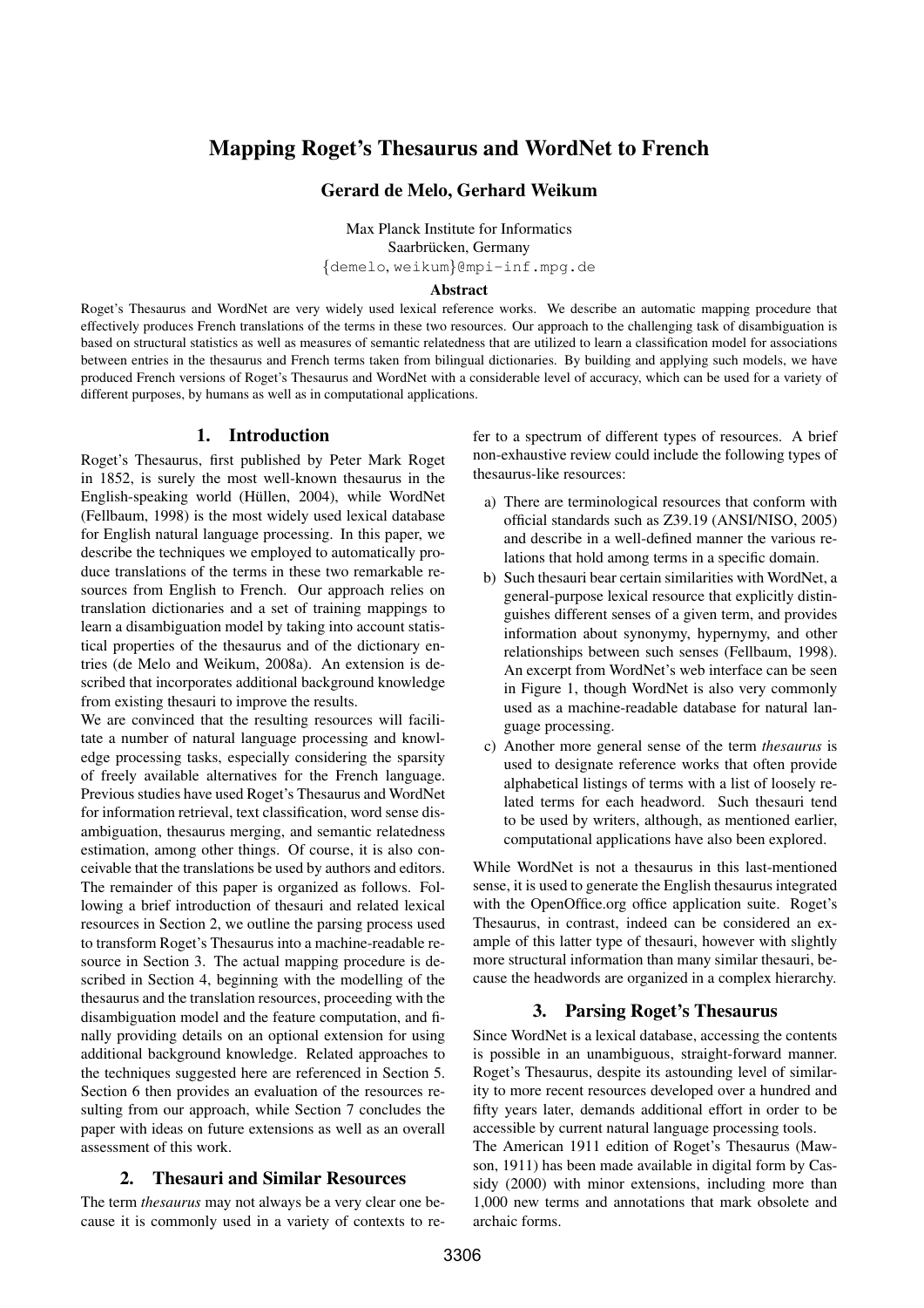# Mapping Roget's Thesaurus and WordNet to French

**Gerard de Melo, Gerhard Weikum**

Max Planck Institute for Informatics
Saarbrücken, Germany
{demelo, weikum}@mpi-inf.mpg.de

**Abstract**

Roget's Thesaurus and WordNet are very widely used lexical reference works. We describe an automatic mapping procedure that effectively produces French translations of the terms in these two resources. Our approach to the challenging task of disambiguation is based on structural statistics as well as measures of semantic relatedness that are utilized to learn a classification model for associations between entries in the thesaurus and French terms taken from bilingual dictionaries. By building and applying such models, we have produced French versions of Roget's Thesaurus and WordNet with a considerable level of accuracy, which can be used for a variety of different purposes, by humans as well as in computational applications.

## 1. Introduction

Roget's Thesaurus, first published by Peter Mark Roget in 1852, is surely the most well-known thesaurus in the English-speaking world (Hüllen, 2004), while WordNet (Fellbaum, 1998) is the most widely used lexical database for English natural language processing. In this paper, we describe the techniques we employed to automatically produce translations of the terms in these two remarkable resources from English to French. Our approach relies on translation dictionaries and a set of training mappings to learn a disambiguation model by taking into account statistical properties of the thesaurus and of the dictionary entries (de Melo and Weikum, 2008a). An extension is described that incorporates additional background knowledge from existing thesauri to improve the results.

We are convinced that the resulting resources will facilitate a number of natural language processing and knowledge processing tasks, especially considering the sparsity of freely available alternatives for the French language. Previous studies have used Roget's Thesaurus and WordNet for information retrieval, text classification, word sense disambiguation, thesaurus merging, and semantic relatedness estimation, among other things. Of course, it is also conceivable that the translations be used by authors and editors.

The remainder of this paper is organized as follows. Following a brief introduction of thesauri and related lexical resources in Section 2, we outline the parsing process used to transform Roget's Thesaurus into a machine-readable resource in Section 3. The actual mapping procedure is described in Section 4, beginning with the modelling of the thesaurus and the translation resources, proceeding with the disambiguation model and the feature computation, and finally providing details on an optional extension for using additional background knowledge. Related approaches to the techniques suggested here are referenced in Section 5. Section 6 then provides an evaluation of the resources resulting from our approach, while Section 7 concludes the paper with ideas on future extensions as well as an overall assessment of this work.

## 2. Thesauri and Similar Resources

The term *thesaurus* may not always be a very clear one because it is commonly used in a variety of contexts to refer to a spectrum of different types of resources. A brief non-exhaustive review could include the following types of thesaurus-like resources:

a) There are terminological resources that conform with official standards such as Z39.19 (ANSI/NISO, 2005) and describe in a well-defined manner the various relations that hold among terms in a specific domain.

b) Such thesauri bear certain similarities with WordNet, a general-purpose lexical resource that explicitly distinguishes different senses of a given term, and provides information about synonymy, hypernymy, and other relationships between such senses (Fellbaum, 1998). An excerpt from WordNet's web interface can be seen in Figure 1, though WordNet is also very commonly used as a machine-readable database for natural language processing.

c) Another more general sense of the term *thesaurus* is used to designate reference works that often provide alphabetical listings of terms with a list of loosely related terms for each headword. Such thesauri tend to be used by writers, although, as mentioned earlier, computational applications have also been explored.

While WordNet is not a thesaurus in this last-mentioned sense, it is used to generate the English thesaurus integrated with the OpenOffice.org office application suite. Roget's Thesaurus, in contrast, indeed can be considered an example of this latter type of thesauri, however with slightly more structural information than many similar thesauri, because the headwords are organized in a complex hierarchy.

## 3. Parsing Roget's Thesaurus

Since WordNet is a lexical database, accessing the contents is possible in an unambiguous, straight-forward manner. Roget's Thesaurus, despite its astounding level of similarity to more recent resources developed over a hundred and fifty years later, demands additional effort in order to be accessible by current natural language processing tools.

The American 1911 edition of Roget's Thesaurus (Mawson, 1911) has been made available in digital form by Cassidy (2000) with minor extensions, including more than 1,000 new terms and annotations that mark obsolete and archaic forms.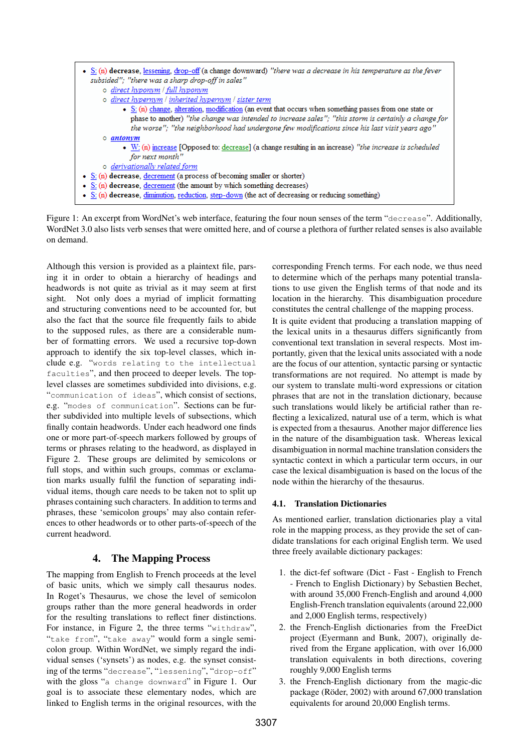- S: (n) **decrease**, lessening, drop-off (a change downward) *"there was a decrease in his temperature as the fever subsided"; "there was a sharp drop-off in sales"*
  - *direct hyponym* / *full hyponym*
  - *direct hypernym* / *inherited hypernym* / *sister term*
    - S: (n) change, alteration, modification (an event that occurs when something passes from one state or phase to another) *"the change was intended to increase sales"; "this storm is certainly a change for the worse"; "the neighborhood had undergone few modifications since his last visit years ago"*
  - ***antonym***
    - W: (n) increase [Opposed to: decrease] (a change resulting in an increase) *"the increase is scheduled for next month"*
  - *derivationally related form*
- S: (n) **decrease**, decrement (a process of becoming smaller or shorter)
- S: (n) **decrease**, decrement (the amount by which something decreases)
- S: (n) **decrease**, diminution, reduction, step-down (the act of decreasing or reducing something)

Figure 1: An excerpt from WordNet's web interface, featuring the four noun senses of the term "decrease". Additionally, WordNet 3.0 also lists verb senses that were omitted here, and of course a plethora of further related senses is also available on demand.

Although this version is provided as a plaintext file, parsing it in order to obtain a hierarchy of headings and headwords is not quite as trivial as it may seem at first sight. Not only does a myriad of implicit formatting and structuring conventions need to be accounted for, but also the fact that the source file frequently fails to abide to the supposed rules, as there are a considerable number of formatting errors. We used a recursive top-down approach to identify the six top-level classes, which include e.g. "words relating to the intellectual faculties", and then proceed to deeper levels. The top-level classes are sometimes subdivided into divisions, e.g. "communication of ideas", which consist of sections, e.g. "modes of communication". Sections can be further subdivided into multiple levels of subsections, which finally contain headwords. Under each headword one finds one or more part-of-speech markers followed by groups of terms or phrases relating to the headword, as displayed in Figure 2. These groups are delimited by semicolons or full stops, and within such groups, commas or exclamation marks usually fulfil the function of separating individual items, though care needs to be taken not to split up phrases containing such characters. In addition to terms and phrases, these 'semicolon groups' may also contain references to other headwords or to other parts-of-speech of the current headword.

## 4. The Mapping Process

The mapping from English to French proceeds at the level of basic units, which we simply call thesaurus nodes. In Roget's Thesaurus, we chose the level of semicolon groups rather than the more general headwords in order for the resulting translations to reflect finer distinctions. For instance, in Figure 2, the three terms "withdraw", "take from", "take away" would form a single semicolon group. Within WordNet, we simply regard the individual senses ('synsets') as nodes, e.g. the synset consisting of the terms "decrease", "lessening", "drop-off" with the gloss "a change downward" in Figure 1. Our goal is to associate these elementary nodes, which are linked to English terms in the original resources, with the corresponding French terms. For each node, we thus need to determine which of the perhaps many potential translations to use given the English terms of that node and its location in the hierarchy. This disambiguation procedure constitutes the central challenge of the mapping process.

It is quite evident that producing a translation mapping of the lexical units in a thesaurus differs significantly from conventional text translation in several respects. Most importantly, given that the lexical units associated with a node are the focus of our attention, syntactic parsing or syntactic transformations are not required. No attempt is made by our system to translate multi-word expressions or citation phrases that are not in the translation dictionary, because such translations would likely be artificial rather than reflecting a lexicalized, natural use of a term, which is what is expected from a thesaurus. Another major difference lies in the nature of the disambiguation task. Whereas lexical disambiguation in normal machine translation considers the syntactic context in which a particular term occurs, in our case the lexical disambiguation is based on the locus of the node within the hierarchy of the thesaurus.

### 4.1. Translation Dictionaries

As mentioned earlier, translation dictionaries play a vital role in the mapping process, as they provide the set of candidate translations for each original English term. We used three freely available dictionary packages:

1. the dict-fef software (Dict - Fast - English to French - French to English Dictionary) by Sebastien Bechet, with around 35,000 French-English and around 4,000 English-French translation equivalents (around 22,000 and 2,000 English terms, respectively)
2. the French-English dictionaries from the FreeDict project (Eyermann and Bunk, 2007), originally derived from the Ergane application, with over 16,000 translation equivalents in both directions, covering roughly 9,000 English terms
3. the French-English dictionary from the magic-dic package (Röder, 2002) with around 67,000 translation equivalents for around 20,000 English terms.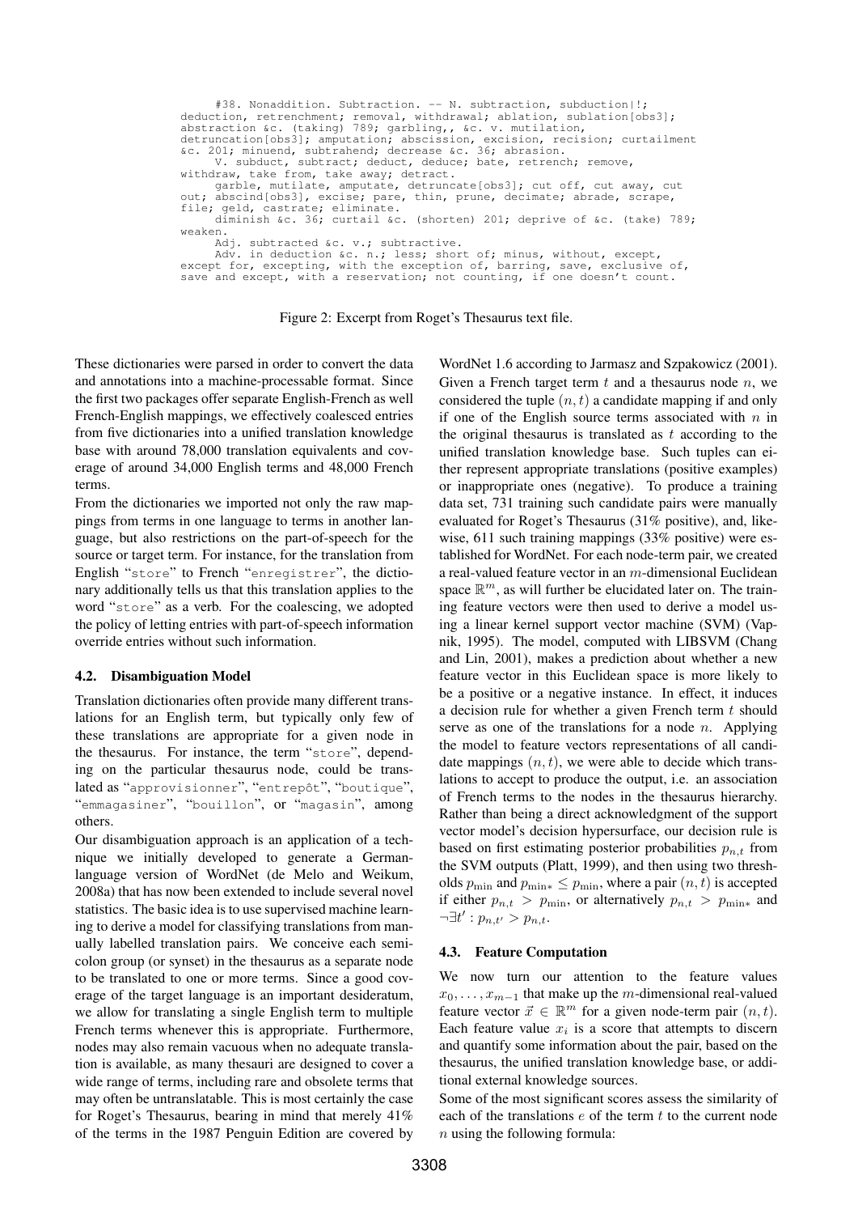```
     #38. Nonaddition. Subtraction. -- N. subtraction, subduction|!;
deduction, retrenchment; removal, withdrawal; ablation, sublation[obs3];
abstraction &c. (taking) 789; garbling,, &c. v. mutilation,
detruncation[obs3]; amputation; abscission, excision, recision; curtailment
&c. 201; minuend, subtrahend; decrease &c. 36; abrasion.
     V. subduct, subtract; deduct, deduce; bate, retrench; remove,
withdraw, take from, take away; detract.
     garble, mutilate, amputate, detruncate[obs3]; cut off, cut away, cut
out; abscind[obs3], excise; pare, thin, prune, decimate; abrade, scrape,
file; geld, castrate; eliminate.
     diminish &c. 36; curtail &c. (shorten) 201; deprive of &c. (take) 789;
weaken.
     Adj. subtracted &c. v.; subtractive.
     Adv. in deduction &c. n.; less; short of; minus, without, except,
except for, excepting, with the exception of, barring, save, exclusive of,
save and except, with a reservation; not counting, if one doesn't count.
```

Figure 2: Excerpt from Roget's Thesaurus text file.

These dictionaries were parsed in order to convert the data and annotations into a machine-processable format. Since the first two packages offer separate English-French as well French-English mappings, we effectively coalesced entries from five dictionaries into a unified translation knowledge base with around 78,000 translation equivalents and coverage of around 34,000 English terms and 48,000 French terms.

From the dictionaries we imported not only the raw mappings from terms in one language to terms in another language, but also restrictions on the part-of-speech for the source or target term. For instance, for the translation from English "store" to French "enregistrer", the dictionary additionally tells us that this translation applies to the word "store" as a verb. For the coalescing, we adopted the policy of letting entries with part-of-speech information override entries without such information.

### 4.2. Disambiguation Model

Translation dictionaries often provide many different translations for an English term, but typically only few of these translations are appropriate for a given node in the thesaurus. For instance, the term "store", depending on the particular thesaurus node, could be translated as "approvisionner", "entrepôt", "boutique", "emmagasiner", "bouillon", or "magasin", among others.

Our disambiguation approach is an application of a technique we initially developed to generate a German-language version of WordNet (de Melo and Weikum, 2008a) that has now been extended to include several novel statistics. The basic idea is to use supervised machine learning to derive a model for classifying translations from manually labelled translation pairs. We conceive each semicolon group (or synset) in the thesaurus as a separate node to be translated to one or more terms. Since a good coverage of the target language is an important desideratum, we allow for translating a single English term to multiple French terms whenever this is appropriate. Furthermore, nodes may also remain vacuous when no adequate translation is available, as many thesauri are designed to cover a wide range of terms, including rare and obsolete terms that may often be untranslatable. This is most certainly the case for Roget's Thesaurus, bearing in mind that merely 41% of the terms in the 1987 Penguin Edition are covered by WordNet 1.6 according to Jarmasz and Szpakowicz (2001).

Given a French target term $t$ and a thesaurus node $n$, we considered the tuple $(n, t)$ a candidate mapping if and only if one of the English source terms associated with $n$ in the original thesaurus is translated as $t$ according to the unified translation knowledge base. Such tuples can either represent appropriate translations (positive examples) or inappropriate ones (negative). To produce a training data set, 731 training such candidate pairs were manually evaluated for Roget's Thesaurus (31% positive), and, likewise, 611 such training mappings (33% positive) were established for WordNet. For each node-term pair, we created a real-valued feature vector in an $m$-dimensional Euclidean space $\mathbb{R}^m$, as will further be elucidated later on. The training feature vectors were then used to derive a model using a linear kernel support vector machine (SVM) (Vapnik, 1995). The model, computed with LIBSVM (Chang and Lin, 2001), makes a prediction about whether a new feature vector in this Euclidean space is more likely to be a positive or a negative instance. In effect, it induces a decision rule for whether a given French term $t$ should serve as one of the translations for a node $n$. Applying the model to feature vectors representations of all candidate mappings $(n, t)$, we were able to decide which translations to accept to produce the output, i.e. an association of French terms to the nodes in the thesaurus hierarchy. Rather than being a direct acknowledgment of the support vector model's decision hypersurface, our decision rule is based on first estimating posterior probabilities $p_{n,t}$ from the SVM outputs (Platt, 1999), and then using two thresholds $p_{\min}$ and $p_{\min*} \leq p_{\min}$, where a pair $(n, t)$ is accepted if either $p_{n,t} > p_{\min}$, or alternatively $p_{n,t} > p_{\min*}$ and $\neg\exists t' : p_{n,t'} > p_{n,t}$.

### 4.3. Feature Computation

We now turn our attention to the feature values $x_0, \ldots, x_{m-1}$ that make up the $m$-dimensional real-valued feature vector $\vec{x} \in \mathbb{R}^m$ for a given node-term pair $(n, t)$. Each feature value $x_i$ is a score that attempts to discern and quantify some information about the pair, based on the thesaurus, the unified translation knowledge base, or additional external knowledge sources.

Some of the most significant scores assess the similarity of each of the translations $e$ of the term $t$ to the current node $n$ using the following formula: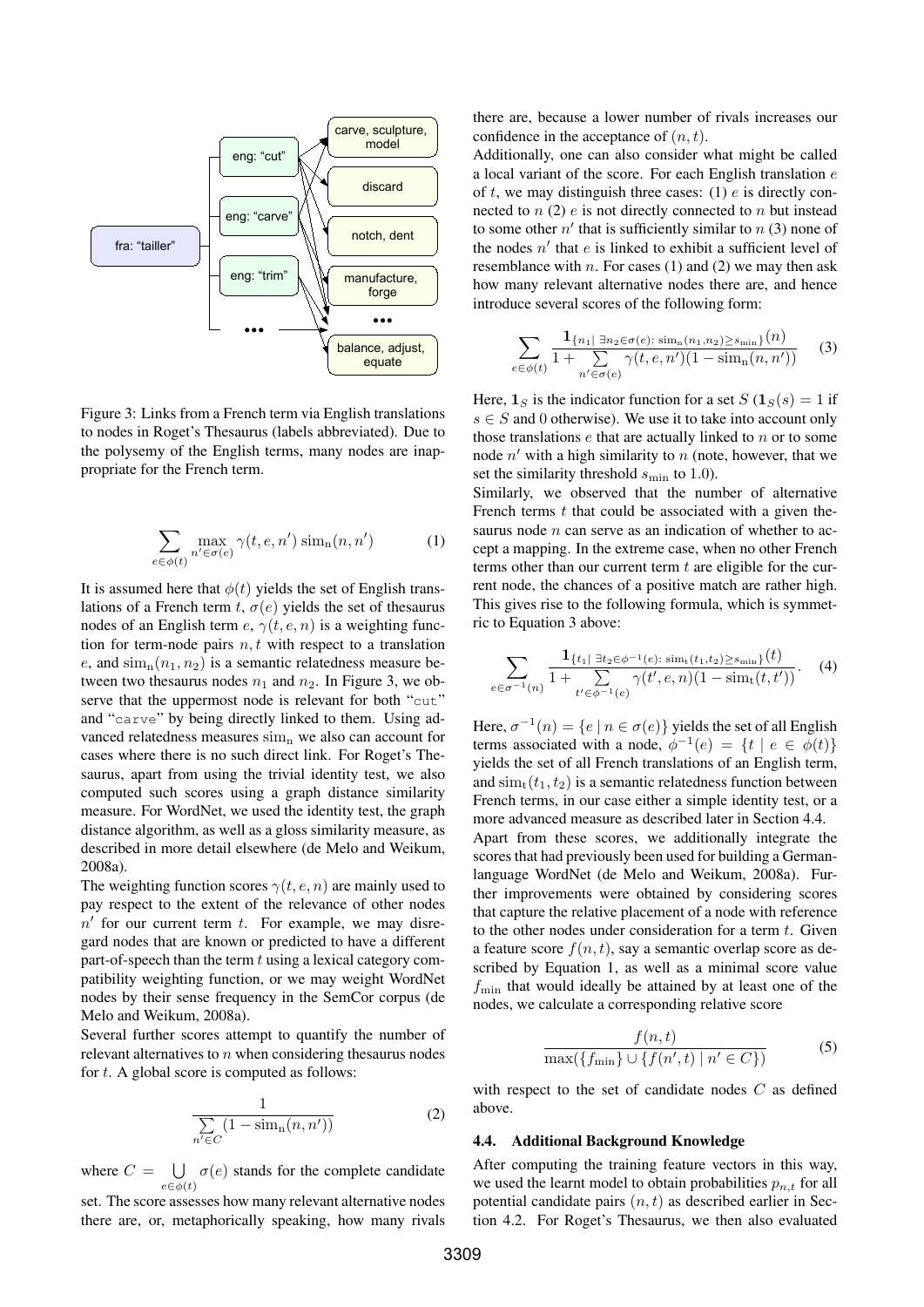Figure 3: Links from a French term via English translations to nodes in Roget's Thesaurus (labels abbreviated). Due to the polysemy of the English terms, many nodes are inappropriate for the French term.

$$\sum_{e\in\phi(t)} \max_{n'\in\sigma(e)} \gamma(t,e,n')\,\mathrm{sim_n}(n,n') \tag{1}$$

It is assumed here that $\phi(t)$ yields the set of English translations of a French term $t$, $\sigma(e)$ yields the set of thesaurus nodes of an English term $e$, $\gamma(t,e,n)$ is a weighting function for term-node pairs $n,t$ with respect to a translation $e$, and $\mathrm{sim_n}(n_1,n_2)$ is a semantic relatedness measure between two thesaurus nodes $n_1$ and $n_2$. In Figure 3, we observe that the uppermost node is relevant for both "cut" and "carve" by being directly linked to them. Using advanced relatedness measures $\mathrm{sim_n}$ we also can account for cases where there is no such direct link. For Roget's Thesaurus, apart from using the trivial identity test, we also computed such scores using a graph distance similarity measure. For WordNet, we used the identity test, the graph distance algorithm, as well as a gloss similarity measure, as described in more detail elsewhere (de Melo and Weikum, 2008a).

The weighting function scores $\gamma(t,e,n)$ are mainly used to pay respect to the extent of the relevance of other nodes $n'$ for our current term $t$. For example, we may disregard nodes that are known or predicted to have a different part-of-speech than the term $t$ using a lexical category compatibility weighting function, or we may weight WordNet nodes by their sense frequency in the SemCor corpus (de Melo and Weikum, 2008a).

Several further scores attempt to quantify the number of relevant alternatives to $n$ when considering thesaurus nodes for $t$. A global score is computed as follows:

$$\frac{1}{\sum_{n'\in C}(1-\mathrm{sim_n}(n,n'))} \tag{2}$$

where $C = \bigcup_{e\in\phi(t)} \sigma(e)$ stands for the complete candidate set. The score assesses how many relevant alternative nodes there are, or, metaphorically speaking, how many rivals there are, because a lower number of rivals increases our confidence in the acceptance of $(n,t)$.

Additionally, one can also consider what might be called a local variant of the score. For each English translation $e$ of $t$, we may distinguish three cases: (1) $e$ is directly connected to $n$ (2) $e$ is not directly connected to $n$ but instead to some other $n'$ that is sufficiently similar to $n$ (3) none of the nodes $n'$ that $e$ is linked to exhibit a sufficient level of resemblance with $n$. For cases (1) and (2) we may then ask how many relevant alternative nodes there are, and hence introduce several scores of the following form:

$$\sum_{e\in\phi(t)} \frac{\mathbf{1}_{\{n_1\mid\,\exists n_2\in\sigma(e):\ \mathrm{sim_n}(n_1,n_2)\geq s_{\min}\}}(n)}{1+\sum_{n'\in\sigma(e)}\gamma(t,e,n')(1-\mathrm{sim_n}(n,n'))} \tag{3}$$

Here, $\mathbf{1}_S$ is the indicator function for a set $S$ ($\mathbf{1}_S(s)=1$ if $s\in S$ and 0 otherwise). We use it to take into account only those translations $e$ that are actually linked to $n$ or to some node $n'$ with a high similarity to $n$ (note, however, that we set the similarity threshold $s_{\min}$ to 1.0).

Similarly, we observed that the number of alternative French terms $t$ that could be associated with a given thesaurus node $n$ can serve as an indication of whether to accept a mapping. In the extreme case, when no other French terms other than our current term $t$ are eligible for the current node, the chances of a positive match are rather high. This gives rise to the following formula, which is symmetric to Equation 3 above:

$$\sum_{e\in\sigma^{-1}(n)} \frac{\mathbf{1}_{\{t_1\mid\,\exists t_2\in\phi^{-1}(e):\ \mathrm{sim_t}(t_1,t_2)\geq s_{\min}\}}(t)}{1+\sum_{t'\in\phi^{-1}(e)}\gamma(t',e,n)(1-\mathrm{sim_t}(t,t'))}. \tag{4}$$

Here, $\sigma^{-1}(n)=\{e\mid n\in\sigma(e)\}$ yields the set of all English terms associated with a node, $\phi^{-1}(e)=\{t\mid e\in\phi(t)\}$ yields the set of all French translations of an English term, and $\mathrm{sim_t}(t_1,t_2)$ is a semantic relatedness function between French terms, in our case either a simple identity test, or a more advanced measure as described later in Section 4.4.

Apart from these scores, we additionally integrate the scores that had previously been used for building a German-language WordNet (de Melo and Weikum, 2008a). Further improvements were obtained by considering scores that capture the relative placement of a node with reference to the other nodes under consideration for a term $t$. Given a feature score $f(n,t)$, say a semantic overlap score as described by Equation 1, as well as a minimal score value $f_{\min}$ that would ideally be attained by at least one of the nodes, we calculate a corresponding relative score

$$\frac{f(n,t)}{\max(\{f_{\min}\}\cup\{f(n',t)\mid n'\in C\})} \tag{5}$$

with respect to the set of candidate nodes $C$ as defined above.

### 4.4. Additional Background Knowledge

After computing the training feature vectors in this way, we used the learnt model to obtain probabilities $p_{n,t}$ for all potential candidate pairs $(n,t)$ as described earlier in Section 4.2. For Roget's Thesaurus, we then also evaluated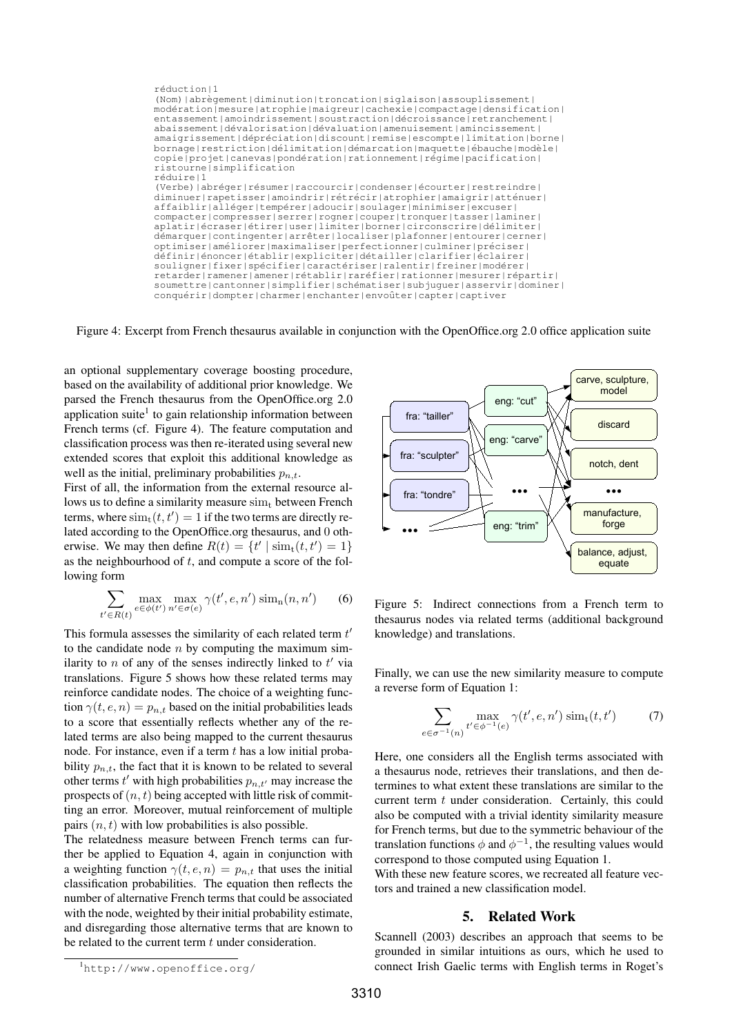```
réduction|1
(Nom)|abrègement|diminution|troncation|siglaison|assouplissement|
modération|mesure|atrophie|maigreur|cachexie|compactage|densification|
entassement|amoindrissement|soustraction|décroissance|retranchement|
abaissement|dévalorisation|dévaluation|amenuisement|amincissement|
amaigrissement|dépréciation|discount|remise|escompte|limitation|borne|
bornage|restriction|délimitation|démarcation|maquette|ébauche|modèle|
copie|projet|canevas|pondération|rationnement|régime|pacification|
ristourne|simplification
réduire|1
(Verbe)|abréger|résumer|raccourcir|condenser|écourter|restreindre|
diminuer|rapetisser|amoindrir|rétrécir|atrophier|amaigrir|atténuer|
affaiblir|alléger|tempérer|adoucir|soulager|minimiser|excuser|
compacter|compresser|serrer|rogner|couper|tronquer|tasser|laminer|
aplatir|écraser|étirer|user|limiter|borner|circonscrire|délimiter|
démarquer|contingenter|arrêter|localiser|plafonner|entourer|cerner|
optimiser|améliorer|maximaliser|perfectionner|culminer|préciser|
définir|énoncer|établir|expliciter|détailler|clarifier|éclairer|
souligner|fixer|spécifier|caractériser|ralentir|freiner|modérer|
retarder|ramener|amener|rétablir|raréfier|rationner|mesurer|répartir|
soumettre|cantonner|simplifier|schématiser|subjuguer|asservir|dominer|
conquérir|dompter|charmer|enchanter|envoûter|capter|captiver
```

Figure 4: Excerpt from French thesaurus available in conjunction with the OpenOffice.org 2.0 office application suite

an optional supplementary coverage boosting procedure, based on the availability of additional prior knowledge. We parsed the French thesaurus from the OpenOffice.org 2.0 application suite[1] to gain relationship information between French terms (cf. Figure 4). The feature computation and classification process was then re-iterated using several new extended scores that exploit this additional knowledge as well as the initial, preliminary probabilities $p_{n,t}$.

First of all, the information from the external resource allows us to define a similarity measure $\mathrm{sim}_t$ between French terms, where $\mathrm{sim}_t(t, t') = 1$ if the two terms are directly related according to the OpenOffice.org thesaurus, and 0 otherwise. We may then define $R(t) = \{t' \mid \mathrm{sim}_t(t, t') = 1\}$ as the neighbourhood of $t$, and compute a score of the following form

$$\sum_{t' \in R(t)} \max_{e \in \phi(t')} \max_{n' \in \sigma(e)} \gamma(t', e, n') \, \mathrm{sim}_n(n, n') \qquad (6)$$

This formula assesses the similarity of each related term $t'$ to the candidate node $n$ by computing the maximum similarity to $n$ of any of the senses indirectly linked to $t'$ via translations. Figure 5 shows how these related terms may reinforce candidate nodes. The choice of a weighting function $\gamma(t, e, n) = p_{n,t}$ based on the initial probabilities leads to a score that essentially reflects whether any of the related terms are also being mapped to the current thesaurus node. For instance, even if a term $t$ has a low initial probability $p_{n,t}$, the fact that it is known to be related to several other terms $t'$ with high probabilities $p_{n,t'}$ may increase the prospects of $(n, t)$ being accepted with little risk of committing an error. Moreover, mutual reinforcement of multiple pairs $(n, t)$ with low probabilities is also possible.

The relatedness measure between French terms can further be applied to Equation 4, again in conjunction with a weighting function $\gamma(t, e, n) = p_{n,t}$ that uses the initial classification probabilities. The equation then reflects the number of alternative French terms that could be associated with the node, weighted by their initial probability estimate, and disregarding those alternative terms that are known to be related to the current term $t$ under consideration.

[1] http://www.openoffice.org/

Figure 5: Indirect connections from a French term to thesaurus nodes via related terms (additional background knowledge) and translations.

Finally, we can use the new similarity measure to compute a reverse form of Equation 1:

$$\sum_{e \in \sigma^{-1}(n)} \max_{t' \in \phi^{-1}(e)} \gamma(t', e, n') \, \mathrm{sim}_t(t, t') \qquad (7)$$

Here, one considers all the English terms associated with a thesaurus node, retrieves their translations, and then determines to what extent these translations are similar to the current term $t$ under consideration. Certainly, this could also be computed with a trivial identity similarity measure for French terms, but due to the symmetric behaviour of the translation functions $\phi$ and $\phi^{-1}$, the resulting values would correspond to those computed using Equation 1.

With these new feature scores, we recreated all feature vectors and trained a new classification model.

## 5. Related Work

Scannell (2003) describes an approach that seems to be grounded in similar intuitions as ours, which he used to connect Irish Gaelic terms with English terms in Roget's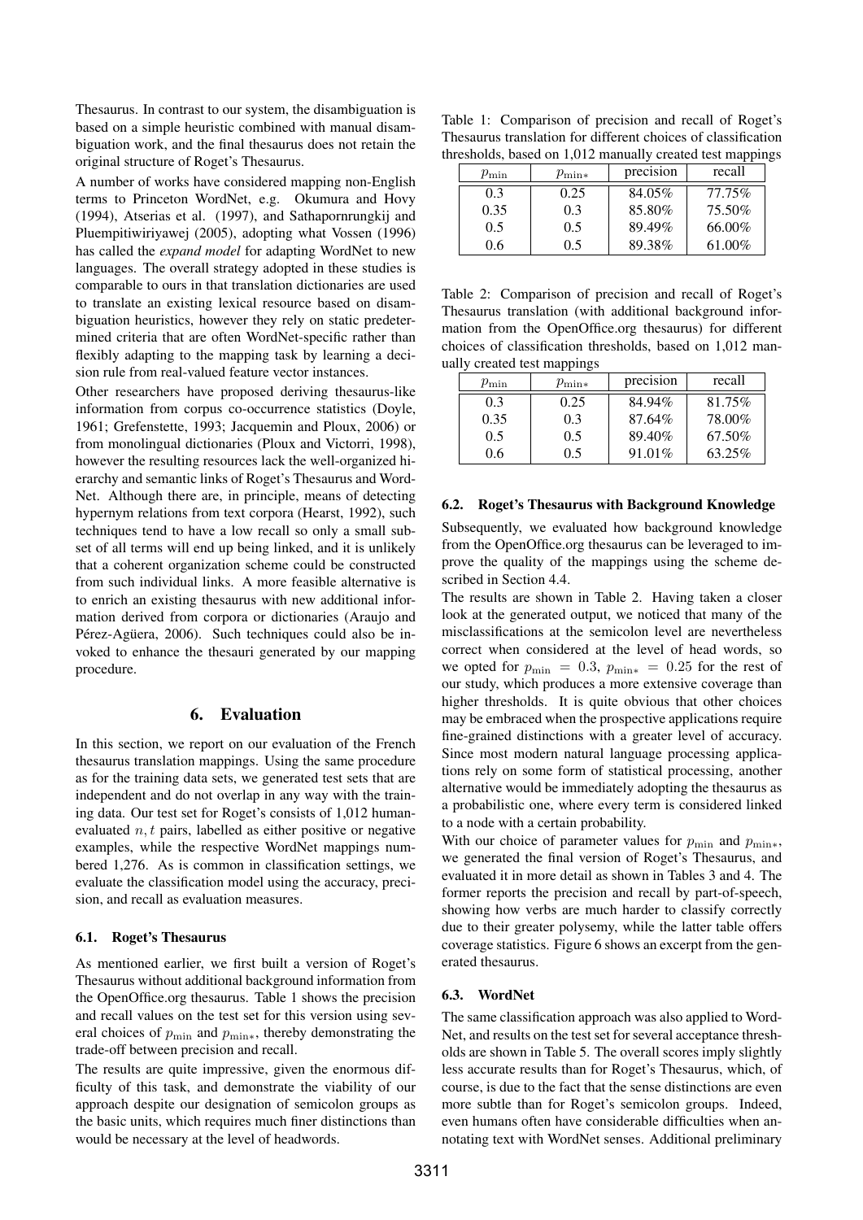Thesaurus. In contrast to our system, the disambiguation is based on a simple heuristic combined with manual disambiguation work, and the final thesaurus does not retain the original structure of Roget's Thesaurus.

A number of works have considered mapping non-English terms to Princeton WordNet, e.g. Okumura and Hovy (1994), Atserias et al. (1997), and Sathapornrungkij and Pluempitiwiriyawej (2005), adopting what Vossen (1996) has called the *expand model* for adapting WordNet to new languages. The overall strategy adopted in these studies is comparable to ours in that translation dictionaries are used to translate an existing lexical resource based on disambiguation heuristics, however they rely on static predetermined criteria that are often WordNet-specific rather than flexibly adapting to the mapping task by learning a decision rule from real-valued feature vector instances.

Other researchers have proposed deriving thesaurus-like information from corpus co-occurrence statistics (Doyle, 1961; Grefenstette, 1993; Jacquemin and Ploux, 2006) or from monolingual dictionaries (Ploux and Victorri, 1998), however the resulting resources lack the well-organized hierarchy and semantic links of Roget's Thesaurus and WordNet. Although there are, in principle, means of detecting hypernym relations from text corpora (Hearst, 1992), such techniques tend to have a low recall so only a small subset of all terms will end up being linked, and it is unlikely that a coherent organization scheme could be constructed from such individual links. A more feasible alternative is to enrich an existing thesaurus with new additional information derived from corpora or dictionaries (Araujo and Pérez-Agüera, 2006). Such techniques could also be invoked to enhance the thesauri generated by our mapping procedure.

## 6. Evaluation

In this section, we report on our evaluation of the French thesaurus translation mappings. Using the same procedure as for the training data sets, we generated test sets that are independent and do not overlap in any way with the training data. Our test set for Roget's consists of 1,012 human-evaluated $n, t$ pairs, labelled as either positive or negative examples, while the respective WordNet mappings numbered 1,276. As is common in classification settings, we evaluate the classification model using the accuracy, precision, and recall as evaluation measures.

### 6.1. Roget's Thesaurus

As mentioned earlier, we first built a version of Roget's Thesaurus without additional background information from the OpenOffice.org thesaurus. Table 1 shows the precision and recall values on the test set for this version using several choices of $p_{\min}$ and $p_{\min*}$, thereby demonstrating the trade-off between precision and recall.

The results are quite impressive, given the enormous difficulty of this task, and demonstrate the viability of our approach despite our designation of semicolon groups as the basic units, which requires much finer distinctions than would be necessary at the level of headwords.

Table 1: Comparison of precision and recall of Roget's Thesaurus translation for different choices of classification thresholds, based on 1,012 manually created test mappings

| $p_{\min}$ | $p_{\min*}$ | precision | recall |
|---|---|---|---|
| 0.3 | 0.25 | 84.05% | 77.75% |
| 0.35 | 0.3 | 85.80% | 75.50% |
| 0.5 | 0.5 | 89.49% | 66.00% |
| 0.6 | 0.5 | 89.38% | 61.00% |

Table 2: Comparison of precision and recall of Roget's Thesaurus translation (with additional background information from the OpenOffice.org thesaurus) for different choices of classification thresholds, based on 1,012 manually created test mappings

| $p_{\min}$ | $p_{\min*}$ | precision | recall |
|---|---|---|---|
| 0.3 | 0.25 | 84.94% | 81.75% |
| 0.35 | 0.3 | 87.64% | 78.00% |
| 0.5 | 0.5 | 89.40% | 67.50% |
| 0.6 | 0.5 | 91.01% | 63.25% |

### 6.2. Roget's Thesaurus with Background Knowledge

Subsequently, we evaluated how background knowledge from the OpenOffice.org thesaurus can be leveraged to improve the quality of the mappings using the scheme described in Section 4.4.

The results are shown in Table 2. Having taken a closer look at the generated output, we noticed that many of the misclassifications at the semicolon level are nevertheless correct when considered at the level of head words, so we opted for $p_{\min} = 0.3$, $p_{\min*} = 0.25$ for the rest of our study, which produces a more extensive coverage than higher thresholds. It is quite obvious that other choices may be embraced when the prospective applications require fine-grained distinctions with a greater level of accuracy. Since most modern natural language processing applications rely on some form of statistical processing, another alternative would be immediately adopting the thesaurus as a probabilistic one, where every term is considered linked to a node with a certain probability.

With our choice of parameter values for $p_{\min}$ and $p_{\min*}$, we generated the final version of Roget's Thesaurus, and evaluated it in more detail as shown in Tables 3 and 4. The former reports the precision and recall by part-of-speech, showing how verbs are much harder to classify correctly due to their greater polysemy, while the latter table offers coverage statistics. Figure 6 shows an excerpt from the generated thesaurus.

### 6.3. WordNet

The same classification approach was also applied to WordNet, and results on the test set for several acceptance thresholds are shown in Table 5. The overall scores imply slightly less accurate results than for Roget's Thesaurus, which, of course, is due to the fact that the sense distinctions are even more subtle than for Roget's semicolon groups. Indeed, even humans often have considerable difficulties when annotating text with WordNet senses. Additional preliminary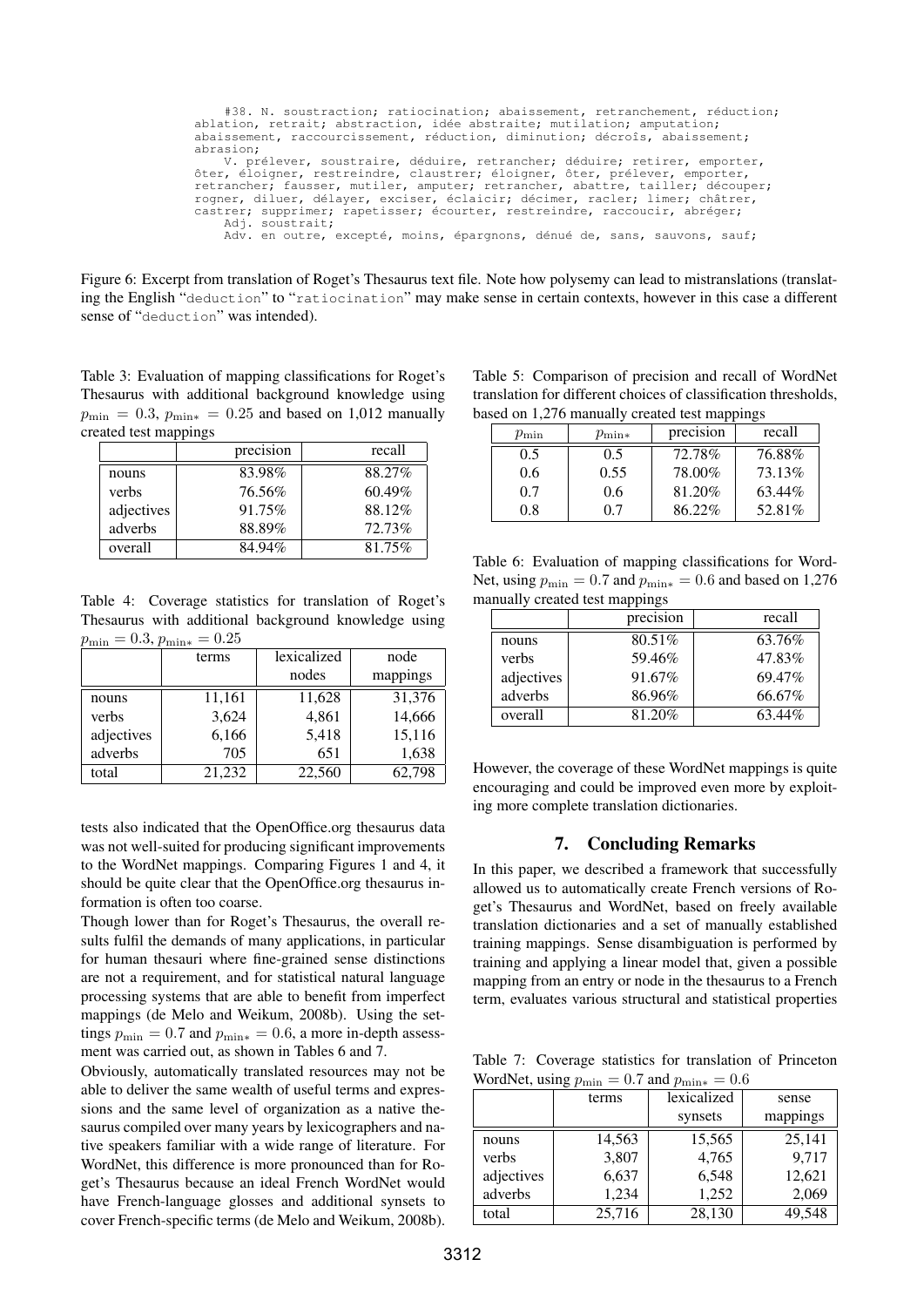```
    #38. N. soustraction; ratiocination; abaissement, retranchement, réduction;
ablation, retrait; abstraction, idée abstraite; mutilation; amputation;
abaissement, raccourcissement, réduction, diminution; décroîs, abaissement;
abrasion;
    V. prélever, soustraire, déduire, retrancher; déduire; retirer, emporter,
ôter, éloigner, restreindre, claustrer; éloigner, ôter, prélever, emporter,
retrancher; fausser, mutiler, amputer; retrancher, abattre, tailler; découper;
rogner, diluer, délayer, exciser, éclaicir; décimer, racler; limer; châtrer,
castrer; supprimer; rapetisser; écourter, restreindre, raccoucir, abréger;
    Adj. soustrait;
    Adv. en outre, excepté, moins, épargnons, dénué de, sans, sauvons, sauf;
```

Figure 6: Excerpt from translation of Roget's Thesaurus text file. Note how polysemy can lead to mistranslations (translating the English "deduction" to "ratiocination" may make sense in certain contexts, however in this case a different sense of "deduction" was intended).

Table 3: Evaluation of mapping classifications for Roget's Thesaurus with additional background knowledge using $p_{\min} = 0.3$, $p_{\min*} = 0.25$ and based on 1,012 manually created test mappings

| | precision | recall |
|---|---|---|
| nouns | 83.98% | 88.27% |
| verbs | 76.56% | 60.49% |
| adjectives | 91.75% | 88.12% |
| adverbs | 88.89% | 72.73% |
| overall | 84.94% | 81.75% |

Table 4: Coverage statistics for translation of Roget's Thesaurus with additional background knowledge using $p_{\min} = 0.3$, $p_{\min*} = 0.25$

| | terms | lexicalized nodes | node mappings |
|---|---|---|---|
| nouns | 11,161 | 11,628 | 31,376 |
| verbs | 3,624 | 4,861 | 14,666 |
| adjectives | 6,166 | 5,418 | 15,116 |
| adverbs | 705 | 651 | 1,638 |
| total | 21,232 | 22,560 | 62,798 |

tests also indicated that the OpenOffice.org thesaurus data was not well-suited for producing significant improvements to the WordNet mappings. Comparing Figures 1 and 4, it should be quite clear that the OpenOffice.org thesaurus information is often too coarse.

Though lower than for Roget's Thesaurus, the overall results fulfil the demands of many applications, in particular for human thesauri where fine-grained sense distinctions are not a requirement, and for statistical natural language processing systems that are able to benefit from imperfect mappings (de Melo and Weikum, 2008b). Using the settings $p_{\min} = 0.7$ and $p_{\min*} = 0.6$, a more in-depth assessment was carried out, as shown in Tables 6 and 7.

Obviously, automatically translated resources may not be able to deliver the same wealth of useful terms and expressions and the same level of organization as a native thesaurus compiled over many years by lexicographers and native speakers familiar with a wide range of literature. For WordNet, this difference is more pronounced than for Roget's Thesaurus because an ideal French WordNet would have French-language glosses and additional synsets to cover French-specific terms (de Melo and Weikum, 2008b).

Table 5: Comparison of precision and recall of WordNet translation for different choices of classification thresholds, based on 1,276 manually created test mappings

| $p_{\min}$ | $p_{\min*}$ | precision | recall |
|---|---|---|---|
| 0.5 | 0.5 | 72.78% | 76.88% |
| 0.6 | 0.55 | 78.00% | 73.13% |
| 0.7 | 0.6 | 81.20% | 63.44% |
| 0.8 | 0.7 | 86.22% | 52.81% |

Table 6: Evaluation of mapping classifications for WordNet, using $p_{\min} = 0.7$ and $p_{\min*} = 0.6$ and based on 1,276 manually created test mappings

| | precision | recall |
|---|---|---|
| nouns | 80.51% | 63.76% |
| verbs | 59.46% | 47.83% |
| adjectives | 91.67% | 69.47% |
| adverbs | 86.96% | 66.67% |
| overall | 81.20% | 63.44% |

However, the coverage of these WordNet mappings is quite encouraging and could be improved even more by exploiting more complete translation dictionaries.

## 7. Concluding Remarks

In this paper, we described a framework that successfully allowed us to automatically create French versions of Roget's Thesaurus and WordNet, based on freely available translation dictionaries and a set of manually established training mappings. Sense disambiguation is performed by training and applying a linear model that, given a possible mapping from an entry or node in the thesaurus to a French term, evaluates various structural and statistical properties

Table 7: Coverage statistics for translation of Princeton WordNet, using $p_{\min} = 0.7$ and $p_{\min*} = 0.6$

| | terms | lexicalized synsets | sense mappings |
|---|---|---|---|
| nouns | 14,563 | 15,565 | 25,141 |
| verbs | 3,807 | 4,765 | 9,717 |
| adjectives | 6,637 | 6,548 | 12,621 |
| adverbs | 1,234 | 1,252 | 2,069 |
| total | 25,716 | 28,130 | 49,548 |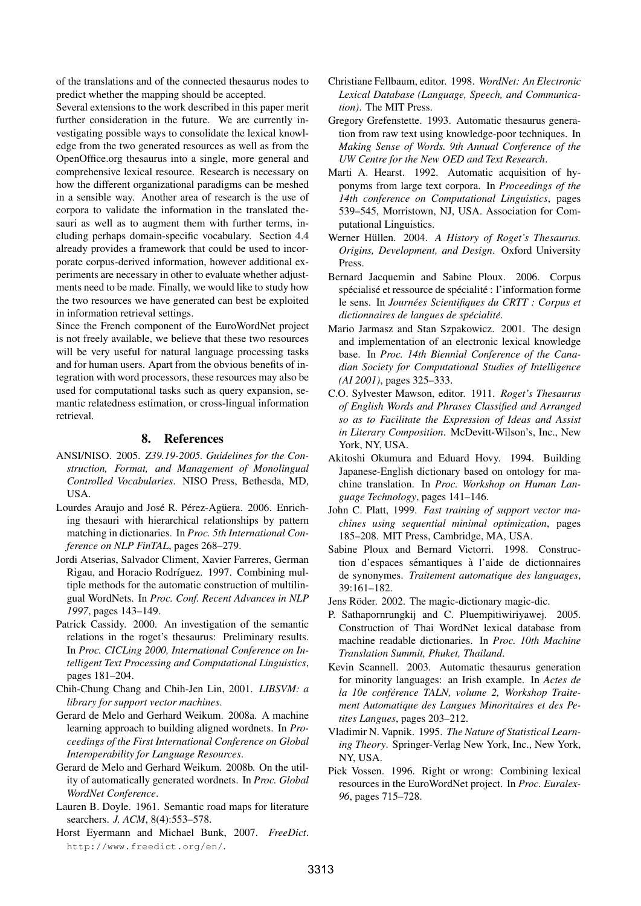of the translations and of the connected thesaurus nodes to predict whether the mapping should be accepted.

Several extensions to the work described in this paper merit further consideration in the future. We are currently investigating possible ways to consolidate the lexical knowledge from the two generated resources as well as from the OpenOffice.org thesaurus into a single, more general and comprehensive lexical resource. Research is necessary on how the different organizational paradigms can be meshed in a sensible way. Another area of research is the use of corpora to validate the information in the translated thesauri as well as to augment them with further terms, including perhaps domain-specific vocabulary. Section 4.4 already provides a framework that could be used to incorporate corpus-derived information, however additional experiments are necessary in other to evaluate whether adjustments need to be made. Finally, we would like to study how the two resources we have generated can best be exploited in information retrieval settings.

Since the French component of the EuroWordNet project is not freely available, we believe that these two resources will be very useful for natural language processing tasks and for human users. Apart from the obvious benefits of integration with word processors, these resources may also be used for computational tasks such as query expansion, semantic relatedness estimation, or cross-lingual information retrieval.

## 8. References

ANSI/NISO. 2005. *Z39.19-2005. Guidelines for the Construction, Format, and Management of Monolingual Controlled Vocabularies*. NISO Press, Bethesda, MD, USA.

Lourdes Araujo and José R. Pérez-Agüera. 2006. Enriching thesauri with hierarchical relationships by pattern matching in dictionaries. In *Proc. 5th International Conference on NLP FinTAL*, pages 268–279.

Jordi Atserias, Salvador Climent, Xavier Farreres, German Rigau, and Horacio Rodríguez. 1997. Combining multiple methods for the automatic construction of multilingual WordNets. In *Proc. Conf. Recent Advances in NLP 1997*, pages 143–149.

Patrick Cassidy. 2000. An investigation of the semantic relations in the roget's thesaurus: Preliminary results. In *Proc. CICLing 2000, International Conference on Intelligent Text Processing and Computational Linguistics*, pages 181–204.

Chih-Chung Chang and Chih-Jen Lin, 2001. *LIBSVM: a library for support vector machines*.

Gerard de Melo and Gerhard Weikum. 2008a. A machine learning approach to building aligned wordnets. In *Proceedings of the First International Conference on Global Interoperability for Language Resources*.

Gerard de Melo and Gerhard Weikum. 2008b. On the utility of automatically generated wordnets. In *Proc. Global WordNet Conference*.

Lauren B. Doyle. 1961. Semantic road maps for literature searchers. *J. ACM*, 8(4):553–578.

Horst Eyermann and Michael Bunk, 2007. *FreeDict*. http://www.freedict.org/en/.

Christiane Fellbaum, editor. 1998. *WordNet: An Electronic Lexical Database (Language, Speech, and Communication)*. The MIT Press.

Gregory Grefenstette. 1993. Automatic thesaurus generation from raw text using knowledge-poor techniques. In *Making Sense of Words. 9th Annual Conference of the UW Centre for the New OED and Text Research*.

Marti A. Hearst. 1992. Automatic acquisition of hyponyms from large text corpora. In *Proceedings of the 14th conference on Computational Linguistics*, pages 539–545, Morristown, NJ, USA. Association for Computational Linguistics.

Werner Hüllen. 2004. *A History of Roget's Thesaurus. Origins, Development, and Design*. Oxford University Press.

Bernard Jacquemin and Sabine Ploux. 2006. Corpus spécialisé et ressource de spécialité : l'information forme le sens. In *Journées Scientifiques du CRTT : Corpus et dictionnaires de langues de spécialité*.

Mario Jarmasz and Stan Szpakowicz. 2001. The design and implementation of an electronic lexical knowledge base. In *Proc. 14th Biennial Conference of the Canadian Society for Computational Studies of Intelligence (AI 2001)*, pages 325–333.

C.O. Sylvester Mawson, editor. 1911. *Roget's Thesaurus of English Words and Phrases Classified and Arranged so as to Facilitate the Expression of Ideas and Assist in Literary Composition*. McDevitt-Wilson's, Inc., New York, NY, USA.

Akitoshi Okumura and Eduard Hovy. 1994. Building Japanese-English dictionary based on ontology for machine translation. In *Proc. Workshop on Human Language Technology*, pages 141–146.

John C. Platt, 1999. *Fast training of support vector machines using sequential minimal optimization*, pages 185–208. MIT Press, Cambridge, MA, USA.

Sabine Ploux and Bernard Victorri. 1998. Construction d'espaces sémantiques à l'aide de dictionnaires de synonymes. *Traitement automatique des languages*, 39:161–182.

Jens Röder. 2002. The magic-dictionary magic-dic.

P. Sathapornrungkij and C. Pluempitiwiriyawej. 2005. Construction of Thai WordNet lexical database from machine readable dictionaries. In *Proc. 10th Machine Translation Summit, Phuket, Thailand*.

Kevin Scannell. 2003. Automatic thesaurus generation for minority languages: an Irish example. In *Actes de la 10e conférence TALN, volume 2, Workshop Traitement Automatique des Langues Minoritaires et des Petites Langues*, pages 203–212.

Vladimir N. Vapnik. 1995. *The Nature of Statistical Learning Theory*. Springer-Verlag New York, Inc., New York, NY, USA.

Piek Vossen. 1996. Right or wrong: Combining lexical resources in the EuroWordNet project. In *Proc. Euralex-96*, pages 715–728.